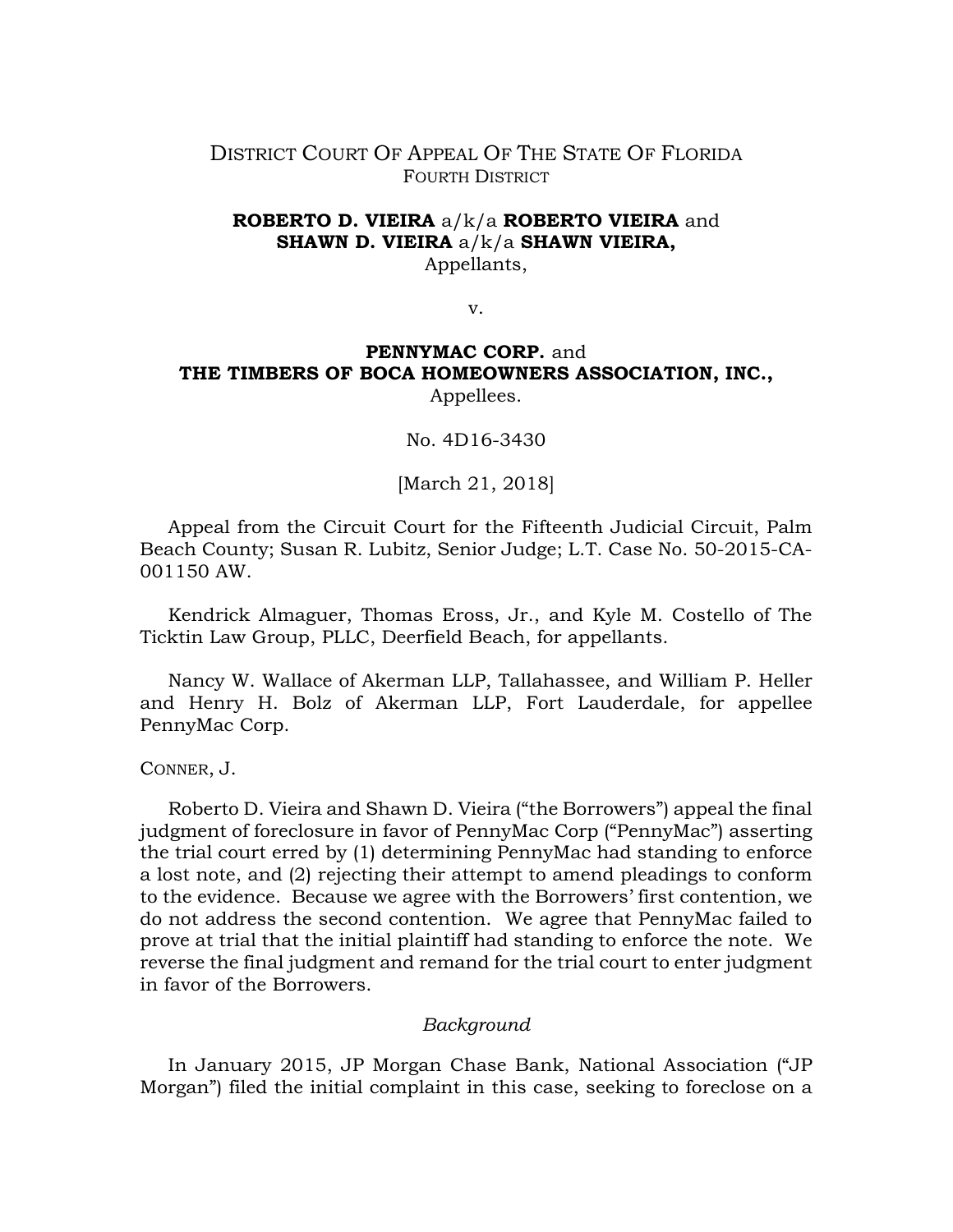DISTRICT COURT OF APPEAL OF THE STATE OF FLORIDA
FOURTH DISTRICT

**ROBERTO D. VIEIRA** a/k/a **ROBERTO VIEIRA** and
**SHAWN D. VIEIRA** a/k/a **SHAWN VIEIRA,**
Appellants,

v.

**PENNYMAC CORP.** and
**THE TIMBERS OF BOCA HOMEOWNERS ASSOCIATION, INC.,**
Appellees.

No. 4D16-3430

[March 21, 2018]

Appeal from the Circuit Court for the Fifteenth Judicial Circuit, Palm Beach County; Susan R. Lubitz, Senior Judge; L.T. Case No. 50-2015-CA-001150 AW.

Kendrick Almaguer, Thomas Eross, Jr., and Kyle M. Costello of The Ticktin Law Group, PLLC, Deerfield Beach, for appellants.

Nancy W. Wallace of Akerman LLP, Tallahassee, and William P. Heller and Henry H. Bolz of Akerman LLP, Fort Lauderdale, for appellee PennyMac Corp.

CONNER, J.

Roberto D. Vieira and Shawn D. Vieira ("the Borrowers") appeal the final judgment of foreclosure in favor of PennyMac Corp ("PennyMac") asserting the trial court erred by (1) determining PennyMac had standing to enforce a lost note, and (2) rejecting their attempt to amend pleadings to conform to the evidence. Because we agree with the Borrowers' first contention, we do not address the second contention. We agree that PennyMac failed to prove at trial that the initial plaintiff had standing to enforce the note. We reverse the final judgment and remand for the trial court to enter judgment in favor of the Borrowers.

*Background*

In January 2015, JP Morgan Chase Bank, National Association ("JP Morgan") filed the initial complaint in this case, seeking to foreclose on a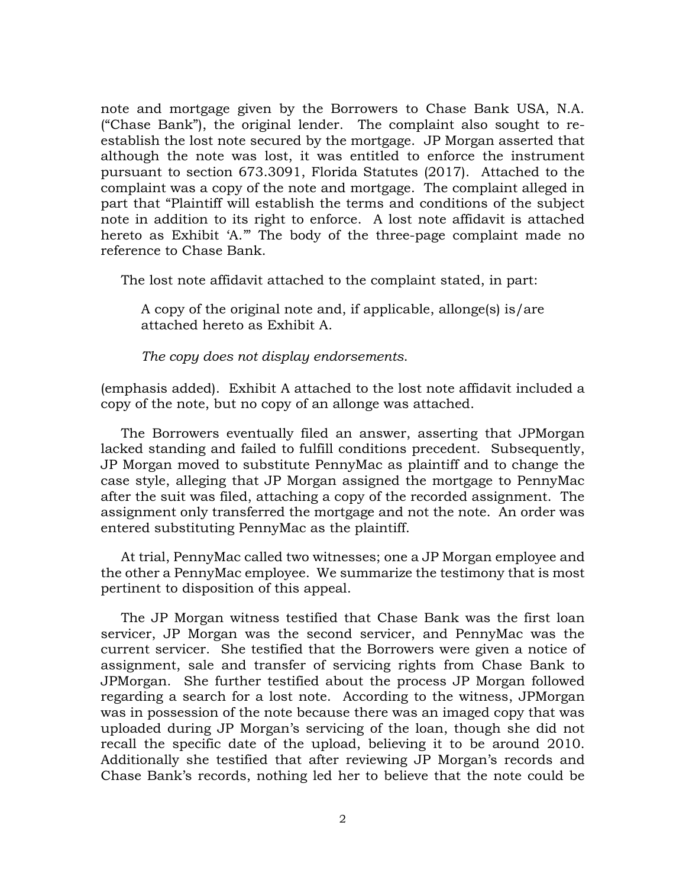note and mortgage given by the Borrowers to Chase Bank USA, N.A. ("Chase Bank"), the original lender. The complaint also sought to re-establish the lost note secured by the mortgage. JP Morgan asserted that although the note was lost, it was entitled to enforce the instrument pursuant to section 673.3091, Florida Statutes (2017). Attached to the complaint was a copy of the note and mortgage. The complaint alleged in part that "Plaintiff will establish the terms and conditions of the subject note in addition to its right to enforce. A lost note affidavit is attached hereto as Exhibit 'A.'" The body of the three-page complaint made no reference to Chase Bank.

The lost note affidavit attached to the complaint stated, in part:

> A copy of the original note and, if applicable, allonge(s) is/are attached hereto as Exhibit A.
>
> *The copy does not display endorsements.*

(emphasis added). Exhibit A attached to the lost note affidavit included a copy of the note, but no copy of an allonge was attached.

The Borrowers eventually filed an answer, asserting that JPMorgan lacked standing and failed to fulfill conditions precedent. Subsequently, JP Morgan moved to substitute PennyMac as plaintiff and to change the case style, alleging that JP Morgan assigned the mortgage to PennyMac after the suit was filed, attaching a copy of the recorded assignment. The assignment only transferred the mortgage and not the note. An order was entered substituting PennyMac as the plaintiff.

At trial, PennyMac called two witnesses; one a JP Morgan employee and the other a PennyMac employee. We summarize the testimony that is most pertinent to disposition of this appeal.

The JP Morgan witness testified that Chase Bank was the first loan servicer, JP Morgan was the second servicer, and PennyMac was the current servicer. She testified that the Borrowers were given a notice of assignment, sale and transfer of servicing rights from Chase Bank to JPMorgan. She further testified about the process JP Morgan followed regarding a search for a lost note. According to the witness, JPMorgan was in possession of the note because there was an imaged copy that was uploaded during JP Morgan's servicing of the loan, though she did not recall the specific date of the upload, believing it to be around 2010. Additionally she testified that after reviewing JP Morgan's records and Chase Bank's records, nothing led her to believe that the note could be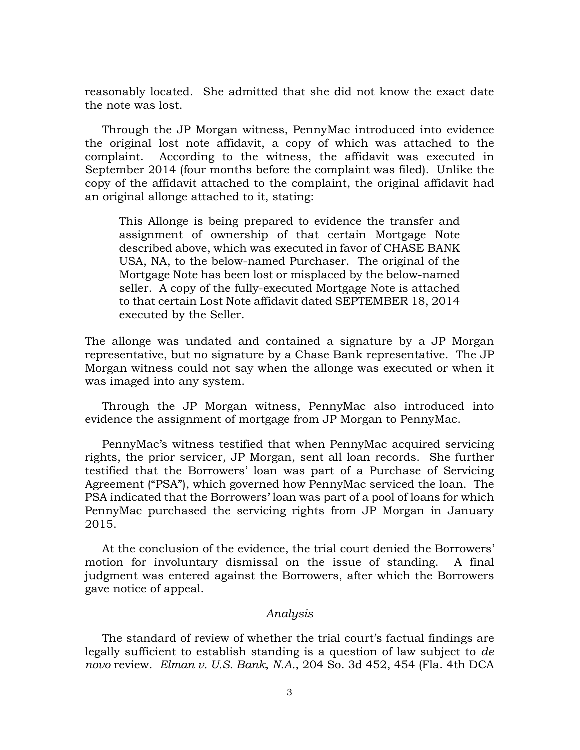reasonably located. She admitted that she did not know the exact date the note was lost.

Through the JP Morgan witness, PennyMac introduced into evidence the original lost note affidavit, a copy of which was attached to the complaint. According to the witness, the affidavit was executed in September 2014 (four months before the complaint was filed). Unlike the copy of the affidavit attached to the complaint, the original affidavit had an original allonge attached to it, stating:

> This Allonge is being prepared to evidence the transfer and assignment of ownership of that certain Mortgage Note described above, which was executed in favor of CHASE BANK USA, NA, to the below-named Purchaser. The original of the Mortgage Note has been lost or misplaced by the below-named seller. A copy of the fully-executed Mortgage Note is attached to that certain Lost Note affidavit dated SEPTEMBER 18, 2014 executed by the Seller.

The allonge was undated and contained a signature by a JP Morgan representative, but no signature by a Chase Bank representative. The JP Morgan witness could not say when the allonge was executed or when it was imaged into any system.

Through the JP Morgan witness, PennyMac also introduced into evidence the assignment of mortgage from JP Morgan to PennyMac.

PennyMac's witness testified that when PennyMac acquired servicing rights, the prior servicer, JP Morgan, sent all loan records. She further testified that the Borrowers' loan was part of a Purchase of Servicing Agreement ("PSA"), which governed how PennyMac serviced the loan. The PSA indicated that the Borrowers' loan was part of a pool of loans for which PennyMac purchased the servicing rights from JP Morgan in January 2015.

At the conclusion of the evidence, the trial court denied the Borrowers' motion for involuntary dismissal on the issue of standing. A final judgment was entered against the Borrowers, after which the Borrowers gave notice of appeal.

### *Analysis*

The standard of review of whether the trial court's factual findings are legally sufficient to establish standing is a question of law subject to *de novo* review. *Elman v. U.S. Bank, N.A.*, 204 So. 3d 452, 454 (Fla. 4th DCA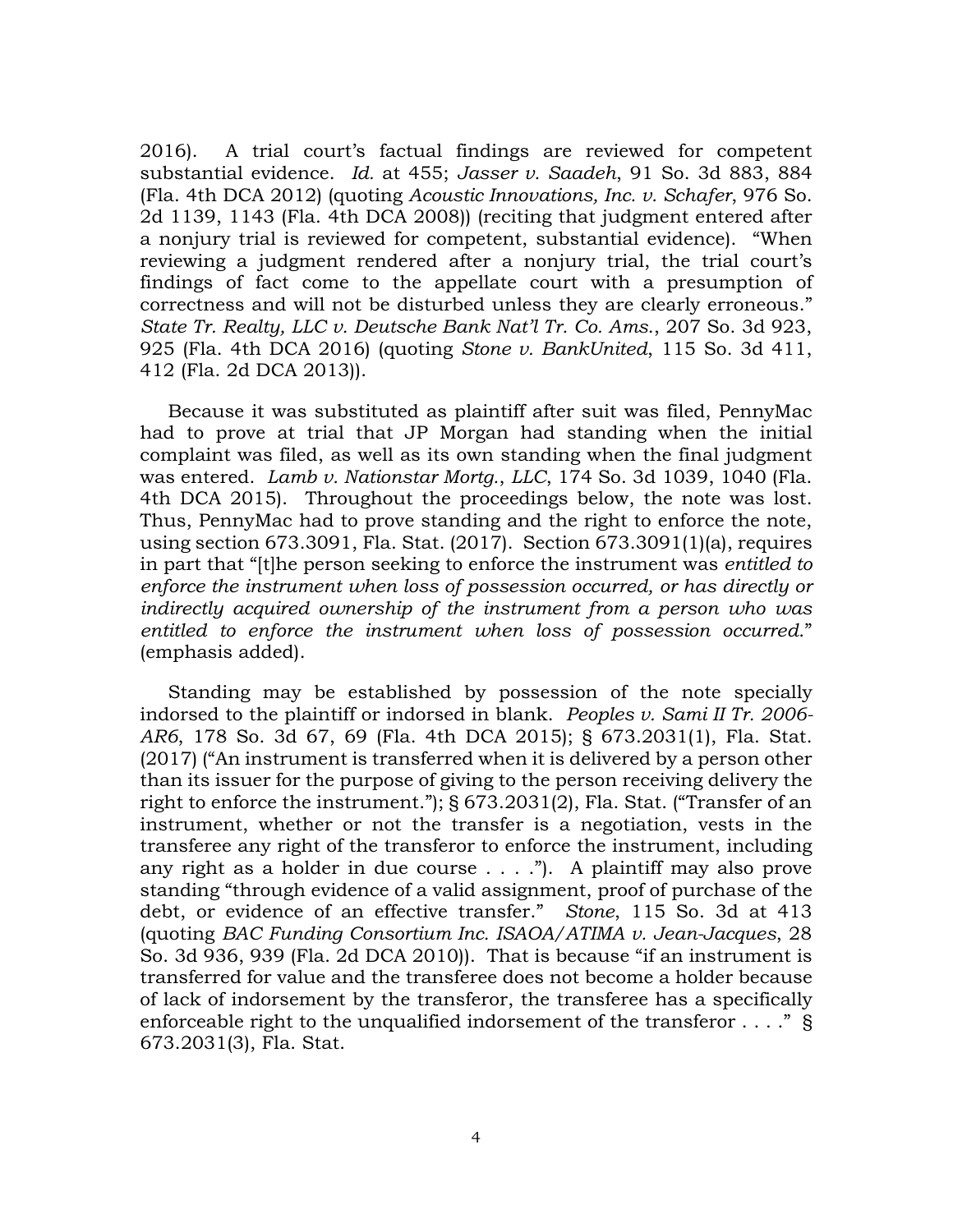2016). A trial court's factual findings are reviewed for competent substantial evidence. *Id.* at 455; *Jasser v. Saadeh*, 91 So. 3d 883, 884 (Fla. 4th DCA 2012) (quoting *Acoustic Innovations, Inc. v. Schafer*, 976 So. 2d 1139, 1143 (Fla. 4th DCA 2008)) (reciting that judgment entered after a nonjury trial is reviewed for competent, substantial evidence). "When reviewing a judgment rendered after a nonjury trial, the trial court's findings of fact come to the appellate court with a presumption of correctness and will not be disturbed unless they are clearly erroneous." *State Tr. Realty, LLC v. Deutsche Bank Nat'l Tr. Co. Ams.*, 207 So. 3d 923, 925 (Fla. 4th DCA 2016) (quoting *Stone v. BankUnited*, 115 So. 3d 411, 412 (Fla. 2d DCA 2013)).

Because it was substituted as plaintiff after suit was filed, PennyMac had to prove at trial that JP Morgan had standing when the initial complaint was filed, as well as its own standing when the final judgment was entered. *Lamb v. Nationstar Mortg., LLC*, 174 So. 3d 1039, 1040 (Fla. 4th DCA 2015). Throughout the proceedings below, the note was lost. Thus, PennyMac had to prove standing and the right to enforce the note, using section 673.3091, Fla. Stat. (2017). Section 673.3091(1)(a), requires in part that "[t]he person seeking to enforce the instrument was *entitled to enforce the instrument when loss of possession occurred, or has directly or indirectly acquired ownership of the instrument from a person who was entitled to enforce the instrument when loss of possession occurred*." (emphasis added).

Standing may be established by possession of the note specially indorsed to the plaintiff or indorsed in blank. *Peoples v. Sami II Tr. 2006-AR6*, 178 So. 3d 67, 69 (Fla. 4th DCA 2015); § 673.2031(1), Fla. Stat. (2017) ("An instrument is transferred when it is delivered by a person other than its issuer for the purpose of giving to the person receiving delivery the right to enforce the instrument."); § 673.2031(2), Fla. Stat. ("Transfer of an instrument, whether or not the transfer is a negotiation, vests in the transferee any right of the transferor to enforce the instrument, including any right as a holder in due course . . . ."). A plaintiff may also prove standing "through evidence of a valid assignment, proof of purchase of the debt, or evidence of an effective transfer." *Stone*, 115 So. 3d at 413 (quoting *BAC Funding Consortium Inc. ISAOA/ATIMA v. Jean-Jacques*, 28 So. 3d 936, 939 (Fla. 2d DCA 2010)). That is because "if an instrument is transferred for value and the transferee does not become a holder because of lack of indorsement by the transferor, the transferee has a specifically enforceable right to the unqualified indorsement of the transferor . . . ." § 673.2031(3), Fla. Stat.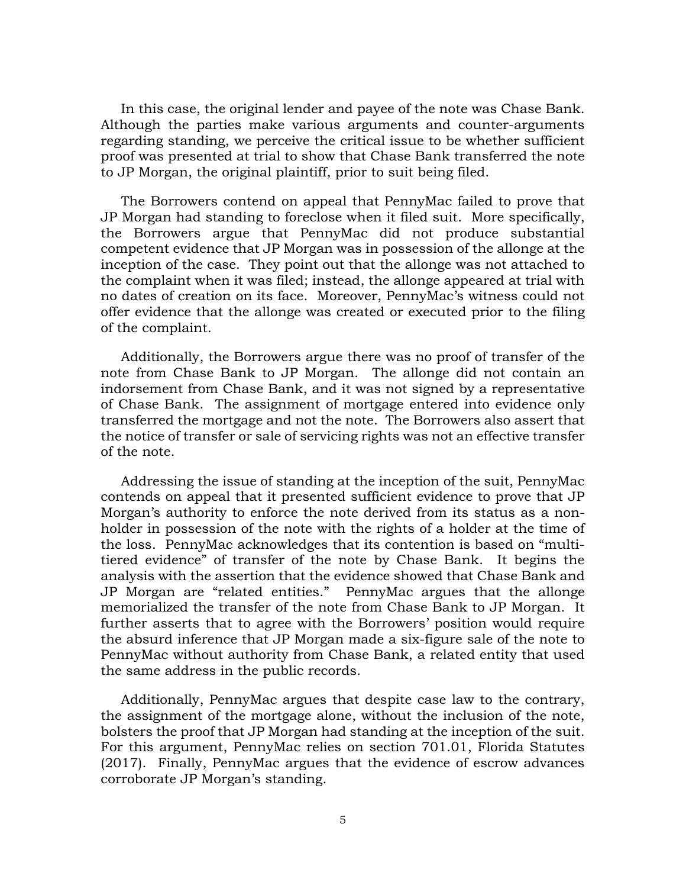In this case, the original lender and payee of the note was Chase Bank. Although the parties make various arguments and counter-arguments regarding standing, we perceive the critical issue to be whether sufficient proof was presented at trial to show that Chase Bank transferred the note to JP Morgan, the original plaintiff, prior to suit being filed.

The Borrowers contend on appeal that PennyMac failed to prove that JP Morgan had standing to foreclose when it filed suit. More specifically, the Borrowers argue that PennyMac did not produce substantial competent evidence that JP Morgan was in possession of the allonge at the inception of the case. They point out that the allonge was not attached to the complaint when it was filed; instead, the allonge appeared at trial with no dates of creation on its face. Moreover, PennyMac's witness could not offer evidence that the allonge was created or executed prior to the filing of the complaint.

Additionally, the Borrowers argue there was no proof of transfer of the note from Chase Bank to JP Morgan. The allonge did not contain an indorsement from Chase Bank, and it was not signed by a representative of Chase Bank. The assignment of mortgage entered into evidence only transferred the mortgage and not the note. The Borrowers also assert that the notice of transfer or sale of servicing rights was not an effective transfer of the note.

Addressing the issue of standing at the inception of the suit, PennyMac contends on appeal that it presented sufficient evidence to prove that JP Morgan's authority to enforce the note derived from its status as a non-holder in possession of the note with the rights of a holder at the time of the loss. PennyMac acknowledges that its contention is based on "multi-tiered evidence" of transfer of the note by Chase Bank. It begins the analysis with the assertion that the evidence showed that Chase Bank and JP Morgan are "related entities." PennyMac argues that the allonge memorialized the transfer of the note from Chase Bank to JP Morgan. It further asserts that to agree with the Borrowers' position would require the absurd inference that JP Morgan made a six-figure sale of the note to PennyMac without authority from Chase Bank, a related entity that used the same address in the public records.

Additionally, PennyMac argues that despite case law to the contrary, the assignment of the mortgage alone, without the inclusion of the note, bolsters the proof that JP Morgan had standing at the inception of the suit. For this argument, PennyMac relies on section 701.01, Florida Statutes (2017). Finally, PennyMac argues that the evidence of escrow advances corroborate JP Morgan's standing.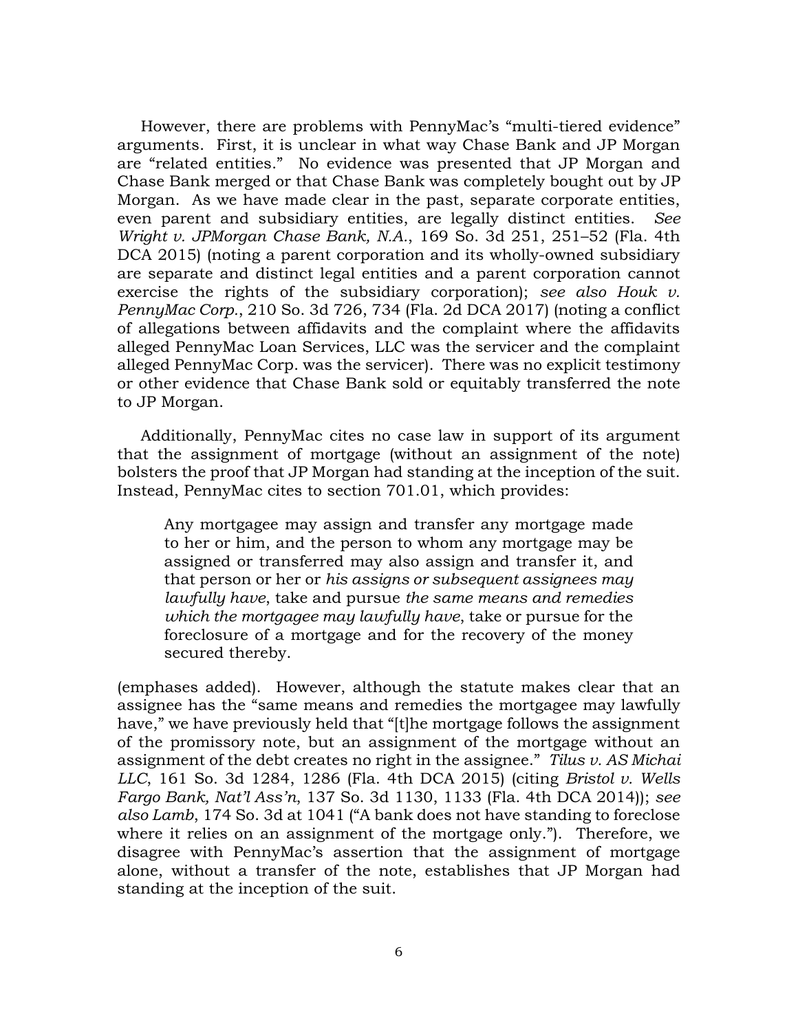However, there are problems with PennyMac's "multi-tiered evidence" arguments. First, it is unclear in what way Chase Bank and JP Morgan are "related entities." No evidence was presented that JP Morgan and Chase Bank merged or that Chase Bank was completely bought out by JP Morgan. As we have made clear in the past, separate corporate entities, even parent and subsidiary entities, are legally distinct entities. *See Wright v. JPMorgan Chase Bank, N.A.*, 169 So. 3d 251, 251–52 (Fla. 4th DCA 2015) (noting a parent corporation and its wholly-owned subsidiary are separate and distinct legal entities and a parent corporation cannot exercise the rights of the subsidiary corporation); *see also Houk v. PennyMac Corp.*, 210 So. 3d 726, 734 (Fla. 2d DCA 2017) (noting a conflict of allegations between affidavits and the complaint where the affidavits alleged PennyMac Loan Services, LLC was the servicer and the complaint alleged PennyMac Corp. was the servicer). There was no explicit testimony or other evidence that Chase Bank sold or equitably transferred the note to JP Morgan.

Additionally, PennyMac cites no case law in support of its argument that the assignment of mortgage (without an assignment of the note) bolsters the proof that JP Morgan had standing at the inception of the suit. Instead, PennyMac cites to section 701.01, which provides:

> Any mortgagee may assign and transfer any mortgage made to her or him, and the person to whom any mortgage may be assigned or transferred may also assign and transfer it, and that person or her or *his assigns or subsequent assignees may lawfully have*, take and pursue *the same means and remedies which the mortgagee may lawfully have*, take or pursue for the foreclosure of a mortgage and for the recovery of the money secured thereby.

(emphases added). However, although the statute makes clear that an assignee has the "same means and remedies the mortgagee may lawfully have," we have previously held that "[t]he mortgage follows the assignment of the promissory note, but an assignment of the mortgage without an assignment of the debt creates no right in the assignee." *Tilus v. AS Michai LLC*, 161 So. 3d 1284, 1286 (Fla. 4th DCA 2015) (citing *Bristol v. Wells Fargo Bank, Nat'l Ass'n*, 137 So. 3d 1130, 1133 (Fla. 4th DCA 2014)); *see also Lamb*, 174 So. 3d at 1041 ("A bank does not have standing to foreclose where it relies on an assignment of the mortgage only."). Therefore, we disagree with PennyMac's assertion that the assignment of mortgage alone, without a transfer of the note, establishes that JP Morgan had standing at the inception of the suit.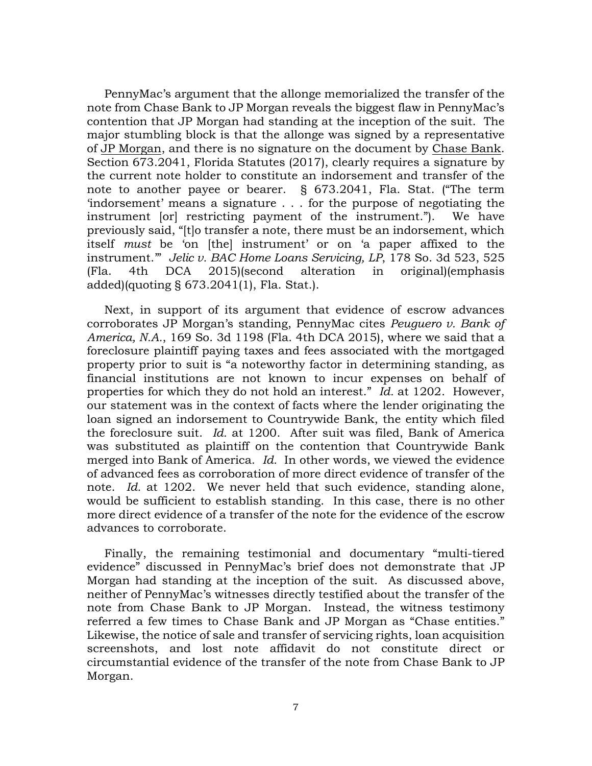PennyMac's argument that the allonge memorialized the transfer of the note from Chase Bank to JP Morgan reveals the biggest flaw in PennyMac's contention that JP Morgan had standing at the inception of the suit. The major stumbling block is that the allonge was signed by a representative of JP Morgan, and there is no signature on the document by Chase Bank. Section 673.2041, Florida Statutes (2017), clearly requires a signature by the current note holder to constitute an indorsement and transfer of the note to another payee or bearer. § 673.2041, Fla. Stat. ("The term 'indorsement' means a signature . . . for the purpose of negotiating the instrument [or] restricting payment of the instrument."). We have previously said, "[t]o transfer a note, there must be an indorsement, which itself *must* be 'on [the] instrument' or on 'a paper affixed to the instrument.'" *Jelic v. BAC Home Loans Servicing, LP*, 178 So. 3d 523, 525 (Fla. 4th DCA 2015)(second alteration in original)(emphasis added)(quoting § 673.2041(1), Fla. Stat.).

Next, in support of its argument that evidence of escrow advances corroborates JP Morgan's standing, PennyMac cites *Peuguero v. Bank of America, N.A.*, 169 So. 3d 1198 (Fla. 4th DCA 2015), where we said that a foreclosure plaintiff paying taxes and fees associated with the mortgaged property prior to suit is "a noteworthy factor in determining standing, as financial institutions are not known to incur expenses on behalf of properties for which they do not hold an interest." *Id.* at 1202. However, our statement was in the context of facts where the lender originating the loan signed an indorsement to Countrywide Bank, the entity which filed the foreclosure suit. *Id.* at 1200. After suit was filed, Bank of America was substituted as plaintiff on the contention that Countrywide Bank merged into Bank of America. *Id.* In other words, we viewed the evidence of advanced fees as corroboration of more direct evidence of transfer of the note. *Id.* at 1202. We never held that such evidence, standing alone, would be sufficient to establish standing. In this case, there is no other more direct evidence of a transfer of the note for the evidence of the escrow advances to corroborate.

Finally, the remaining testimonial and documentary "multi-tiered evidence" discussed in PennyMac's brief does not demonstrate that JP Morgan had standing at the inception of the suit. As discussed above, neither of PennyMac's witnesses directly testified about the transfer of the note from Chase Bank to JP Morgan. Instead, the witness testimony referred a few times to Chase Bank and JP Morgan as "Chase entities." Likewise, the notice of sale and transfer of servicing rights, loan acquisition screenshots, and lost note affidavit do not constitute direct or circumstantial evidence of the transfer of the note from Chase Bank to JP Morgan.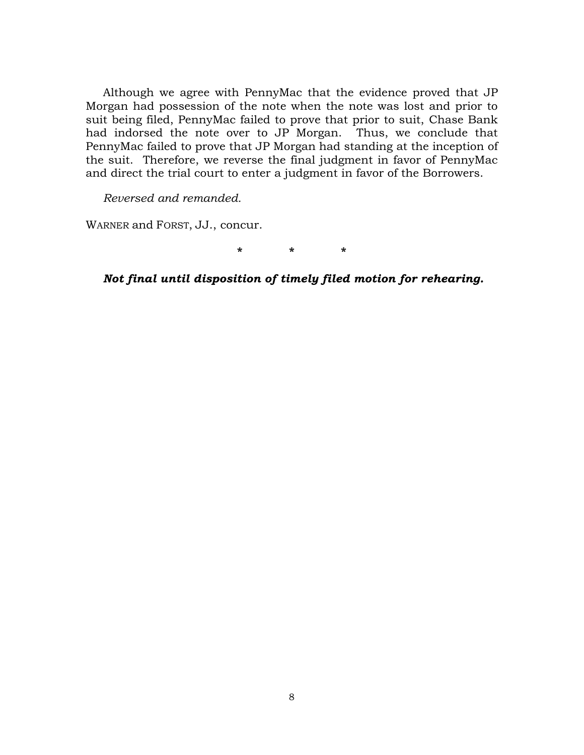Although we agree with PennyMac that the evidence proved that JP Morgan had possession of the note when the note was lost and prior to suit being filed, PennyMac failed to prove that prior to suit, Chase Bank had indorsed the note over to JP Morgan. Thus, we conclude that PennyMac failed to prove that JP Morgan had standing at the inception of the suit. Therefore, we reverse the final judgment in favor of PennyMac and direct the trial court to enter a judgment in favor of the Borrowers.

*Reversed and remanded.*

WARNER and FORST, JJ., concur.

\*            \*            \*

***Not final until disposition of timely filed motion for rehearing.***